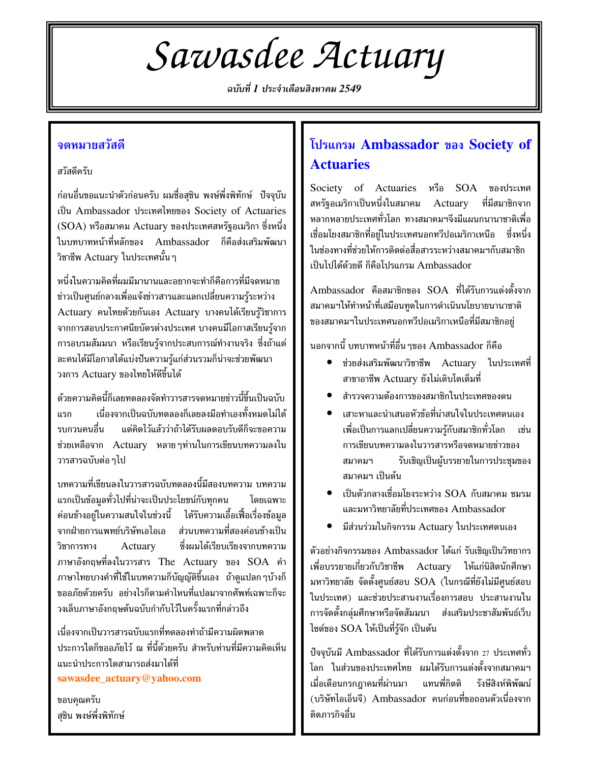# Sawasdee Actuary

*ฉบับที่ 1 ประจำเดือนสิงหาคม 2549*

## จดหมายสวัสดี

สวัสดีครับ

ก่อนอื่นขอแนะนำตัวก่อนครับ ผมชื่อสุชิน พงษ์พึ่งพิทักษ์ ปัจจุบันเป็น Ambassador ประเทศไทยของ Society of Actuaries (SOA) หรือสมาคม Actuary ของประเทศสหรัฐอเมริกา ซึ่งหนึ่งในบทบาทหน้าที่หลักของ Ambassador ก็คือส่งเสริมพัฒนาวิชาชีพ Actuary ในประเทศนั้นๆ

หนึ่งในความคิดที่ผมมีมานานและอยากจะทำก็คือการที่มีจดหมายข่าวเป็นศูนย์กลางเพื่อแจ้งข่าวสารและแลกเปลี่ยนความรู้ระหว่าง Actuary คนไทยด้วยกันเอง Actuary บางคนได้เรียนรู้วิชาการจากการสอบประกาศนียบัตรต่างประเทศ บางคนมีโอกาสเรียนรู้จากการอบรมสัมมนา หรือเรียนรู้จากประสบการณ์ทำงานจริง ซึ่งถ้าแต่ละคนได้มีโอกาสได้แบ่งปันความรู้แก่ส่วนรวมก็น่าจะช่วยพัฒนาวงการ Actuary ของไทยให้ดีขึ้นได้

ด้วยความคิดนี้ก็เลยทดลองจัดทำวารสารจดหมายข่าวนี้ขึ้นเป็นฉบับแรก เนื่องจากเป็นฉบับทดลองก็เลยลงมือทำเองทั้งหมดไม่ได้รบกวนคนอื่น แต่คิดไว้แล้วว่าถ้าได้รับผลตอบรับดีก็จะขอความช่วยเหลือจาก Actuary หลายๆท่านในการเขียนบทความลงในวารสารฉบับต่อๆไป

บทความที่เขียนลงในวารสารฉบับทดลองนี้มีสองบทความ บทความแรกเป็นข้อมูลทั่วไปที่น่าจะเป็นประโยชน์กับทุกคน โดยเฉพาะค่อนข้างอยู่ในความสนใจในช่วงนี้ ได้รับความเอื้อเฟื้อเรื่องข้อมูลจากฝ่ายการแพทย์บริษัทเอไอเอ ส่วนบทความที่สองค่อนข้างเป็นวิชาการทาง Actuary ซึ่งผมได้เรียบเรียงจากบทความภาษาอังกฤษที่ลงในวารสาร The Actuary ของ SOA คำภาษาไทยบางคำที่ใช้ในบทความก็บัญญัติขึ้นเอง ถ้าดูแปลกๆบ้างก็ขออภัยด้วยครับ อย่างไรก็ตามคำไหนที่แปลมาจากศัพท์เฉพาะก็จะวงเล็บภาษาอังกฤษต้นฉบับกำกับไว้ในครั้งแรกที่กล่าวถึง

เนื่องจากเป็นวารสารฉบับแรกที่ทดลองทำถ้ามีความผิดพลาดประการใดก็ขออภัยไว้ ณ ที่นี้ด้วยครับ สำหรับท่านที่มีความคิดเห็นแนะนำประการใดสามารถส่งมาได้ที่ **sawasdee_actuary@yahoo.com**

ขอบคุณครับ
สุชิน พงษ์พึ่งพิทักษ์

## โปรแกรม Ambassador ของ Society of Actuaries

Society of Actuaries หรือ SOA ของประเทศสหรัฐอเมริกาเป็นหนึ่งในสมาคม Actuary ที่มีสมาชิกจากหลากหลายประเทศทั่วโลก ทางสมาคมฯจึงมีแผนกนานาชาติเพื่อเชื่อมโยงสมาชิกที่อยู่ในประเทศนอกทวีปอเมริกาเหนือ ซึ่งหนึ่งในช่องทางที่ช่วยให้การติดต่อสื่อสารระหว่างสมาคมฯกับสมาชิกเป็นไปได้ด้วยดี ก็คือโปรแกรม Ambassador

Ambassador คือสมาชิกของ SOA ที่ได้รับการแต่งตั้งจากสมาคมฯให้ทำหน้าที่เสมือนทูตในการดำเนินนโยบายนานาชาติของสมาคมฯในประเทศนอกทวีปอเมริกาเหนือที่มีสมาชิกอยู่

นอกจากนี้ บทบาทหน้าที่อื่นๆของ Ambassador ก็คือ

- ช่วยส่งเสริมพัฒนาวิชาชีพ Actuary ในประเทศที่สาขาอาชีพ Actuary ยังไม่เติบโตเต็มที่
- สำรวจความต้องการของสมาชิกในประเทศของตน
- เสาะหาและนำเสนอหัวข้อที่น่าสนใจในประเทศตนเองเพื่อเป็นการแลกเปลี่ยนความรู้กับสมาชิกทั่วโลก เช่น การเขียนบทความลงในวารสารหรือจดหมายข่าวของสมาคมฯ รับเชิญเป็นผู้บรรยายในการประชุมของสมาคมฯ เป็นต้น
- เป็นตัวกลางเชื่อมโยงระหว่าง SOA กับสมาคม ชมรมและมหาวิทยาลัยที่ประเทศของ Ambassador
- มีส่วนร่วมในกิจกรรม Actuary ในประเทศตนเอง

ตัวอย่างกิจกรรมของ Ambassador ได้แก่ รับเชิญเป็นวิทยากรเพื่อบรรยายเกี่ยวกับวิชาชีพ Actuary ให้แก่นิสิตนักศึกษามหาวิทยาลัย จัดตั้งศูนย์สอบ SOA (ในกรณีที่ยังไม่มีศูนย์สอบในประเทศ) และช่วยประสานงานเรื่องการสอบ ประสานงานในการจัดตั้งกลุ่มศึกษาหรือจัดสัมมนา ส่งเสริมประชาสัมพันธ์เว็บไซต์ของ SOA ให้เป็นที่รู้จัก เป็นต้น

ปัจจุบันมี Ambassador ที่ได้รับการแต่งตั้งจาก 27 ประเทศทั่วโลก ในส่วนของประเทศไทย ผมได้รับการแต่งตั้งจากสมาคมฯ เมื่อเดือนกรกฎาคมที่ผ่านมา แทนพี่กิตติ รังษีสิงห์พิพัฒน์ (บริษัทไอเอ็นจี) Ambassador คนก่อนที่ขอถอนตัวเนื่องจากติดภารกิจอื่น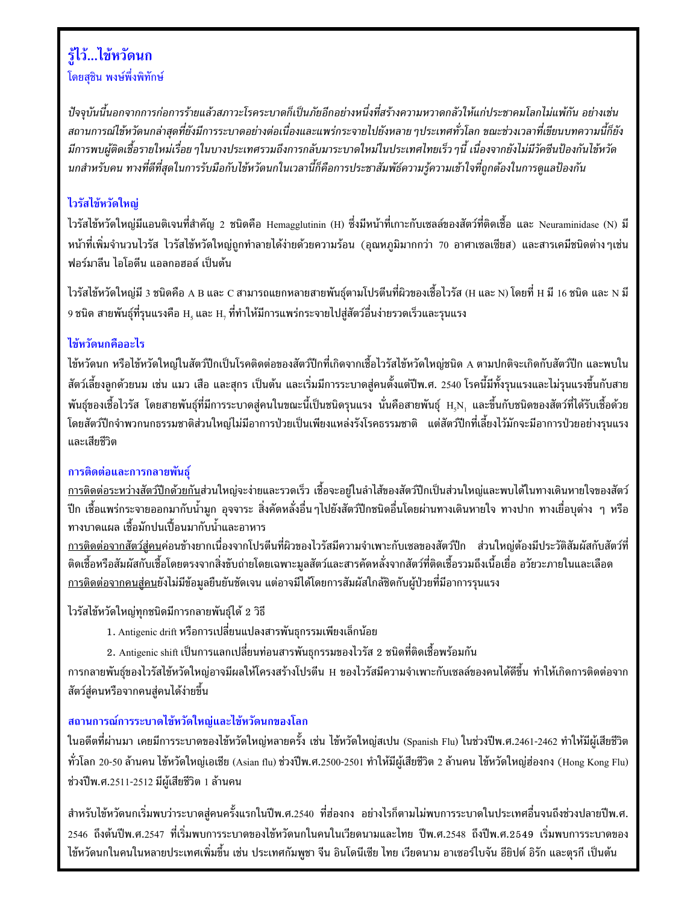## รู้ไว้...ไข้หวัดนก

โดยสุชิน พงษ์พึ่งพิทักษ์

*ปัจจุบันนี้นอกจากการก่อการร้ายแล้วสภาวะโรคระบาดก็เป็นภัยอีกอย่างหนึ่งที่สร้างความหวาดกลัวให้แก่ประชาคมโลกไม่แพ้กัน อย่างเช่นสถานการณ์ไข้หวัดนกล่าสุดที่ยังมีการระบาดอย่างต่อเนื่องและแพร่กระจายไปยังหลาย ๆประเทศทั่วโลก ขณะช่วงเวลาที่เขียนบทความนี้ก็ยังมีการพบผู้ติดเชื้อรายใหม่เรื่อย ๆในบางประเทศรวมถึงการกลับมาระบาดใหม่ในประเทศไทยเร็ว ๆนี้ เนื่องจากยังไม่มีวัคซีนป้องกันไข้หวัดนกสำหรับคน ทางที่ดีที่สุดในการรับมือกับไข้หวัดนกในเวลานี้ก็คือการประชาสัมพันธ์ความรู้ความเข้าใจที่ถูกต้องในการดูแลป้องกัน*

### ไวรัสไข้หวัดใหญ่

ไวรัสไข้หวัดใหญ่มีแอนติเจนที่สำคัญ 2 ชนิดคือ Hemagglutinin (H) ซึ่งมีหน้าที่เกาะกับเซลล์ของสัตว์ที่ติดเชื้อ และ Neuraminidase (N) มีหน้าที่เพิ่มจำนวนไวรัส ไวรัสไข้หวัดใหญ่ถูกทำลายได้ง่ายด้วยความร้อน (อุณหภูมิมากกว่า 70 อาศาเซลเซียส) และสารเคมีชนิดต่าง ๆเช่น ฟอร์มาลีน ไอโอดีน แอลกอฮอล์ เป็นต้น

ไวรัสไข้หวัดใหญ่มี 3 ชนิดคือ A B และ C สามารถแยกหลายสายพันธุ์ตามโปรตีนที่ผิวของเชื้อไวรัส (H และ N) โดยที่ H มี 16 ชนิด และ N มี 9 ชนิด สายพันธุ์ที่รุนแรงคือ $H_5$ และ $H_7$ ที่ทำให้มีการแพร่กระจายไปสู่สัตว์อื่นง่ายรวดเร็วและรุนแรง

### ไข้หวัดนกคืออะไร

ไข้หวัดนก หรือไข้หวัดใหญ่ในสัตว์ปีกเป็นโรคติดต่อของสัตว์ปีกที่เกิดจากเชื้อไวรัสไข้หวัดใหญ่ชนิด A ตามปกติจะเกิดกับสัตว์ปีก และพบในสัตว์เลี้ยงลูกด้วยนม เช่น แมว เสือ และสุกร เป็นต้น และเริ่มมีการระบาดสู่คนตั้งแต่ปีพ.ศ. 2540 โรคนี้มีทั้งรุนแรงและไม่รุนแรงขึ้นกับสายพันธุ์ของเชื้อไวรัส โดยสายพันธุ์ที่มีการระบาดสู่คนในขณะนี้เป็นชนิดรุนแรง นั่นคือสายพันธุ์ $H_5N_1$ และขึ้นกับชนิดของสัตว์ที่ได้รับเชื้อด้วย โดยสัตว์ปีกจำพวกนกธรรมชาติส่วนใหญ่ไม่มีอาการป่วยเป็นเพียงแหล่งรังโรคธรรมชาติ แต่สัตว์ปีกที่เลี้ยงไว้มักจะมีอาการป่วยอย่างรุนแรงและเสียชีวิต

### การติดต่อและการกลายพันธุ์

<u>การติดต่อระหว่างสัตว์ปีกด้วยกัน</u>ส่วนใหญ่จะง่ายและรวดเร็ว เชื้อจะอยู่ในลำไส้ของสัตว์ปีกเป็นส่วนใหญ่และพบได้ในทางเดินหายใจของสัตว์ปีก เชื้อแพร่กระจายออกมากับน้ำมูก อุจจาระ สิ่งคัดหลั่งอื่น ๆไปยังสัตว์ปีกชนิดอื่นโดยผ่านทางเดินหายใจ ทางปาก ทางเยื่อบุต่าง ๆ หรือทางบาดแผล เชื้อมักปนเปื้อนมากับน้ำและอาหาร

<u>การติดต่อจากสัตว์สู่คน</u>ค่อนข้างยากเนื่องจากโปรตีนที่ผิวของไวรัสมีความจำเพาะกับเซลของสัตว์ปีก ส่วนใหญ่ต้องมีประวัติสัมผัสกับสัตว์ที่ติดเชื้อหรือสัมผัสกับเชื้อโดยตรงจากสิ่งขับถ่ายโดยเฉพาะมูลสัตว์และสารคัดหลั่งจากสัตว์ที่ติดเชื้อรวมถึงเนื้อเยื่อ อวัยวะภายในและเลือด

<u>การติดต่อจากคนสู่คน</u>ยังไม่มีข้อมูลยืนยันชัดเจน แต่อาจมีได้โดยการสัมผัสใกล้ชิดกับผู้ป่วยที่มีอาการรุนแรง

ไวรัสไข้หวัดใหญ่ทุกชนิดมีการกลายพันธุ์ได้ 2 วิธี

1. Antigenic drift หรือการเปลี่ยนแปลงสารพันธุกรรมเพียงเล็กน้อย
2. Antigenic shift เป็นการแลกเปลี่ยนท่อนสารพันธุกรรมของไวรัส 2 ชนิดที่ติดเชื้อพร้อมกัน

การกลายพันธุ์ของไวรัสไข้หวัดใหญ่อาจมีผลให้โครงสร้างโปรตีน H ของไวรัสมีความจำเพาะกับเซลล์ของคนได้ดีขึ้น ทำให้เกิดการติดต่อจากสัตว์สู่คนหรือจากคนสู่คนได้ง่ายขึ้น

### สถานการณ์การระบาดไข้หวัดใหญ่และไข้หวัดนกของโลก

ในอดีตที่ผ่านมา เคยมีการระบาดของไข้หวัดใหญ่หลายครั้ง เช่น ไข้หวัดใหญ่สเปน (Spanish Flu) ในช่วงปีพ.ศ.2461-2462 ทำให้มีผู้เสียชีวิตทั่วโลก 20-50 ล้านคน ไข้หวัดใหญ่เอเชีย (Asian flu) ช่วงปีพ.ศ.2500-2501 ทำให้มีผู้เสียชีวิต 2 ล้านคน ไข้หวัดใหญ่ฮ่องกง (Hong Kong Flu) ช่วงปีพ.ศ.2511-2512 มีผู้เสียชีวิต 1 ล้านคน

สำหรับไข้หวัดนกเริ่มพบว่าระบาดสู่คนครั้งแรกในปีพ.ศ.2540 ที่ฮ่องกง อย่างไรก็ตามไม่พบการระบาดในประเทศอื่นจนถึงช่วงปลายปีพ.ศ. 2546 ถึงต้นปีพ.ศ.2547 ที่เริ่มพบการระบาดของไข้หวัดนกในคนในเวียดนามและไทย ปีพ.ศ.2548 ถึงปีพ.ศ.2549 เริ่มพบการระบาดของไข้หวัดนกในคนในหลายประเทศเพิ่มขึ้น เช่น ประเทศกัมพูชา จีน อินโดนีเซีย ไทย เวียดนาม อาเซอร์ไบจัน อียิปต์ อิรัก และตุรกี เป็นต้น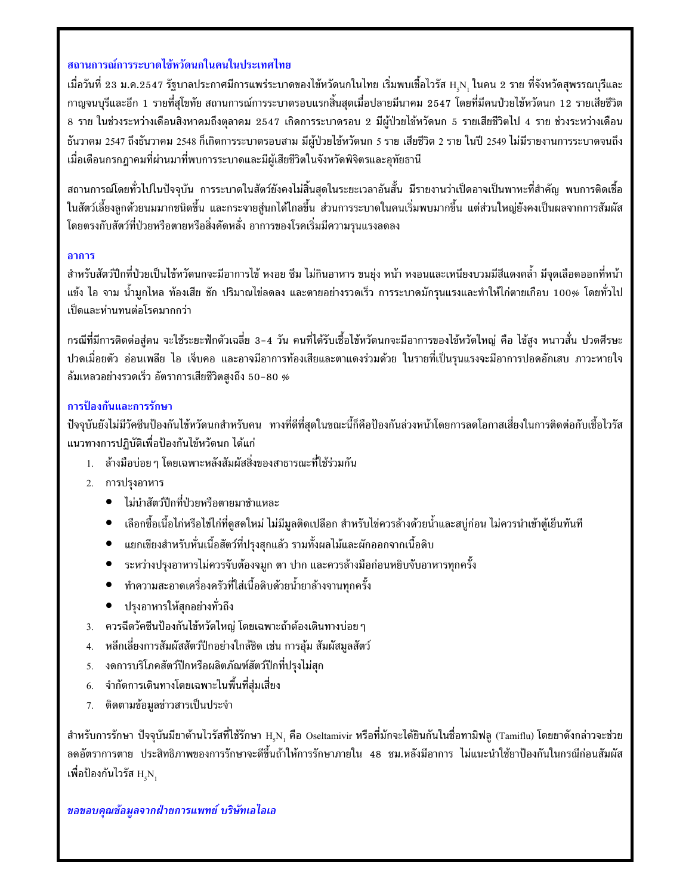### สถานการณ์การระบาดไข้หวัดนกในคนในประเทศไทย

เมื่อวันที่ 23 ม.ค.2547 รัฐบาลประกาศมีการแพร่ระบาดของไข้หวัดนกในไทย เริ่มพบเชื้อไวรัส $H_5N_1$ ในคน 2 ราย ที่จังหวัดสุพรรณบุรีและกาญจนบุรีและอีก 1 รายที่สุโขทัย สถานการณ์การระบาดรอบแรกสิ้นสุดเมื่อปลายมีนาคม 2547 โดยที่มีคนป่วยไข้หวัดนก 12 รายเสียชีวิต 8 ราย ในช่วงระหว่างเดือนสิงหาคมถึงตุลาคม 2547 เกิดการระบาดรอบ 2 มีผู้ป่วยไข้หวัดนก 5 รายเสียชีวิตไป 4 ราย ช่วงระหว่างเดือนธันวาคม 2547 ถึงธันวาคม 2548 ก็เกิดการระบาดรอบสาม มีผู้ป่วยไข้หวัดนก 5 ราย เสียชีวิต 2 ราย ในปี 2549 ไม่มีรายงานการระบาดจนถึงเมื่อเดือนกรกฎาคมที่ผ่านมาที่พบการระบาดและมีผู้เสียชีวิตในจังหวัดพิจิตรและอุทัยธานี

สถานการณ์โดยทั่วไปในปัจจุบัน การระบาดในสัตว์ยังคงไม่สิ้นสุดในระยะเวลาอันสั้น มีรายงานว่าเป็ดอาจเป็นพาหะที่สำคัญ พบการติดเชื้อในสัตว์เลี้ยงลูกด้วยนมมากชนิดขึ้น และกระจายสู่นกได้ไกลขึ้น ส่วนการระบาดในคนเริ่มพบมากขึ้น แต่ส่วนใหญ่ยังคงเป็นผลจากการสัมผัสโดยตรงกับสัตว์ที่ป่วยหรือตายหรือสิ่งคัดหลั่ง อาการของโรคเริ่มมีความรุนแรงลดลง

### อาการ

สำหรับสัตว์ปีกที่ป่วยเป็นไข้หวัดนกจะมีอาการไข้ หงอย ซึม ไม่กินอาหาร ขนยุ่ง หน้า หงอนและเหนียงบวมมีสีแดงคล้ำ มีจุดเลือดออกที่หน้าแข้ง ไอ จาม น้ำมูกไหล ท้องเสีย ชัก ปริมาณไข่ลดลง และตายอย่างรวดเร็ว การระบาดมักรุนแรงและทำให้ไก่ตายเกือบ 100% โดยทั่วไปเป็ดและห่านทนต่อโรคมากกว่า

กรณีที่มีการติดต่อสู่คน จะใช้ระยะฟักตัวเฉลี่ย 3-4 วัน คนที่ได้รับเชื้อไข้หวัดนกจะมีอาการของไข้หวัดใหญ่ คือ ไข้สูง หนาวสั่น ปวดศีรษะ ปวดเมื่อยตัว อ่อนเพลีย ไอ เจ็บคอ และอาจมีอาการท้องเสียและตาแดงร่วมด้วย ในรายที่เป็นรุนแรงจะมีอาการปอดอักเสบ ภาวะหายใจล้มเหลวอย่างรวดเร็ว อัตราการเสียชีวิตสูงถึง 50-80 %

### การป้องกันและการรักษา

ปัจจุบันยังไม่มีวัคซีนป้องกันไข้หวัดนกสำหรับคน ทางที่ดีที่สุดในขณะนี้ก็คือป้องกันล่วงหน้าโดยการลดโอกาสเสี่ยงในการติดต่อกับเชื้อไวรัส แนวทางการปฏิบัติเพื่อป้องกันไข้หวัดนก ได้แก่

1. ล้างมือบ่อย ๆ โดยเฉพาะหลังสัมผัสสิ่งของสาธารณะที่ใช้ร่วมกัน
2. การปรุงอาหาร
   - ไม่นำสัตว์ปีกที่ป่วยหรือตายมาชำแหละ
   - เลือกซื้อเนื้อไก่หรือไข่ไก่ที่ดูสดใหม่ ไม่มีมูลติดเปลือก สำหรับไข่ควรล้างด้วยน้ำและสบู่ก่อน ไม่ควรนำเข้าตู้เย็นทันที
   - แยกเขียงสำหรับหั่นเนื้อสัตว์ที่ปรุงสุกแล้ว รามทั้งผลไม้และผักออกจากเนื้อดิบ
   - ระหว่างปรุงอาหารไม่ควรจับต้องจมูก ตา ปาก และควรล้างมือก่อนหยิบจับอาหารทุกครั้ง
   - ทำความสะอาดเครื่องครัวที่ใส่เนื้อดิบด้วยน้ำยาล้างจานทุกครั้ง
   - ปรุงอาหารให้สุกอย่างทั่วถึง
3. ควรฉีดวัคซีนป้องกันไข้หวัดใหญ่ โดยเฉพาะถ้าต้องเดินทางบ่อย ๆ
4. หลีกเลี่ยงการสัมผัสสัตว์ปีกอย่างใกล้ชิด เช่น การอุ้ม สัมผัสมูลสัตว์
5. งดการบริโภคสัตว์ปีกหรือผลิตภัณฑ์สัตว์ปีกที่ปรุงไม่สุก
6. จำกัดการเดินทางโดยเฉพาะในพื้นที่สุ่มเสี่ยง
7. ติดตามข้อมูลข่าวสารเป็นประจำ

สำหรับการรักษา ปัจจุบันมียาต้านไวรัสที่ใช้รักษา $H_5N_1$ คือ Oseltamivir หรือที่มักจะได้ยินกันในชื่อทามิฟลู (Tamiflu) โดยยาดังกล่าวจะช่วยลดอัตราการตาย ประสิทธิภาพของการรักษาจะดีขึ้นถ้าให้การรักษาภายใน 48 ชม.หลังมีอาการ ไม่แนะนำใช้ยาป้องกันในกรณีก่อนสัมผัสเพื่อป้องกันไวรัส $H_5N_1$

***ขอขอบคุณข้อมูลจากฝ่ายการแพทย์ บริษัทเอไอเอ***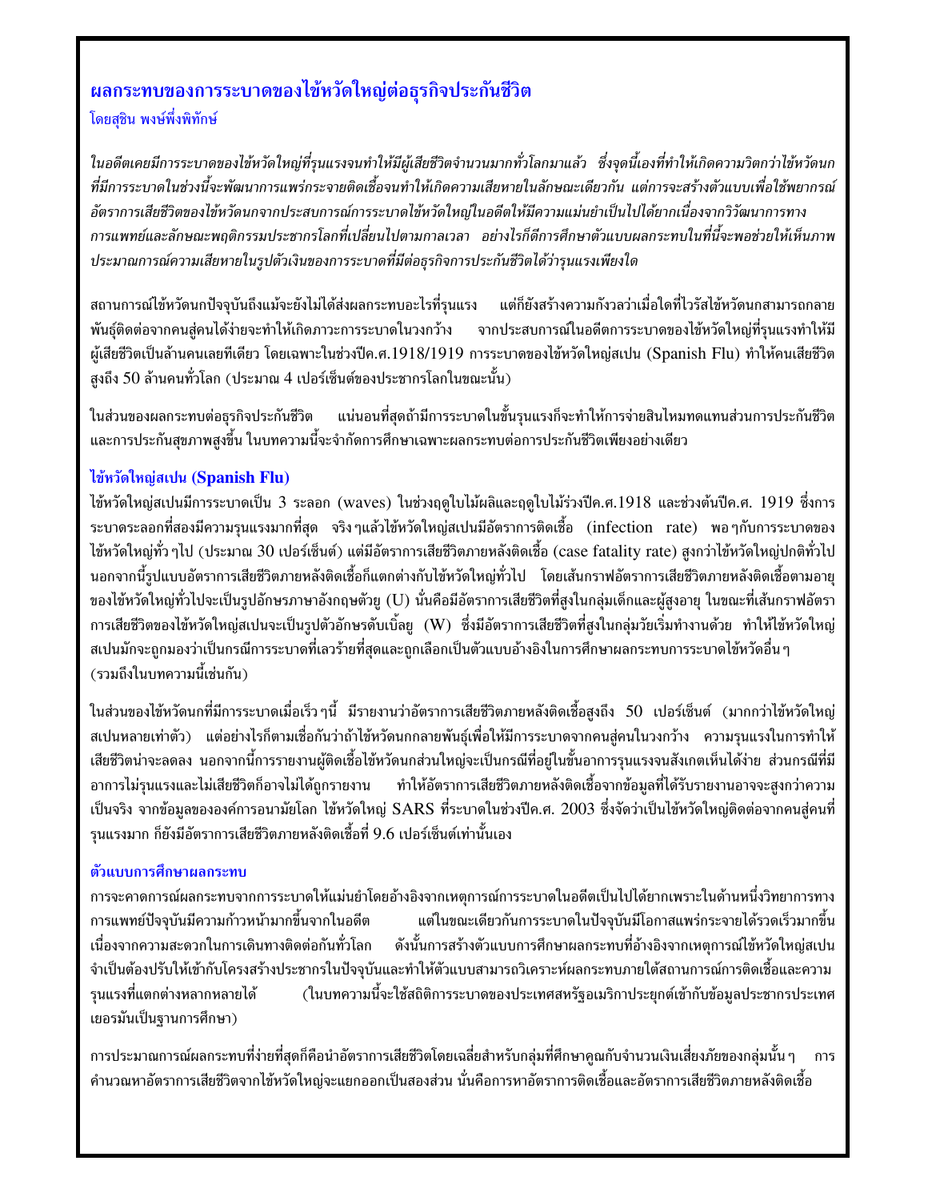## ผลกระทบของการระบาดของไข้หวัดใหญ่ต่อธุรกิจประกันชีวิต

โดยสุชิน พงษ์พึ่งพิทักษ์

*ในอดีตเคยมีการระบาดของไข้หวัดใหญ่ที่รุนแรงจนทำให้มีผู้เสียชีวิตจำนวนมากทั่วโลกมาแล้ว ซึ่งจุดนี้เองที่ทำให้เกิดความวิตกว่าไข้หวัดนกที่มีการระบาดในช่วงนี้จะพัฒนาการแพร่กระจายเชื้อจนทำให้เกิดความเสียหายในลักษณะเดียวกัน แต่การจะสร้างตัวแบบเพื่อใช้พยากรณ์อัตราการเสียชีวิตของไข้หวัดนกจากประสบการณ์การระบาดไข้หวัดใหญ่ในอดีตให้มีความแม่นยำเป็นไปได้ยากเนื่องจากวิวัฒนาการทางการแพทย์และลักษณะพฤติกรรมประชากรโลกที่เปลี่ยนไปตามกาลเวลา อย่างไรก็ดีการศึกษาตัวแบบผลกระทบในที่นี้จะพอช่วยให้เห็นภาพประมาณการณ์ความเสียหายในรูปตัวเงินของการระบาดที่มีต่อธุรกิจการประกันชีวิตได้ว่ารุนแรงเพียงใด*

สถานการณ์ไข้หวัดนกปัจจุบันถึงแม้จะยังไม่ได้ส่งผลกระทบอะไรที่รุนแรง แต่ก็ยังสร้างความกังวลว่าเมื่อใดที่ไวรัสไข้หวัดนกสามารถกลายพันธุ์ติดต่อจากคนสู่คนได้ง่ายจะทำให้เกิดภาวะการระบาดในวงกว้าง จากประสบการณ์ในอดีตการระบาดของไข้หวัดใหญ่ที่รุนแรงทำให้มีผู้เสียชีวิตเป็นล้านคนเลยทีเดียว โดยเฉพาะในช่วงปีค.ศ.1918/1919 การระบาดของไข้หวัดใหญ่สเปน (Spanish Flu) ทำให้คนเสียชีวิตสูงถึง 50 ล้านคนทั่วโลก (ประมาณ 4 เปอร์เซ็นต์ของประชากรโลกในขณะนั้น)

ในส่วนของผลกระทบต่อธุรกิจประกันชีวิต แน่นอนที่สุดถ้ามีการระบาดในขั้นรุนแรงก็จะทำให้การจ่ายสินไหมทดแทนส่วนการประกันชีวิตและการประกันสุขภาพสูงขึ้น ในบทความนี้จะจำกัดการศึกษาเฉพาะผลกระทบต่อการประกันชีวิตเพียงอย่างเดียว

### ไข้หวัดใหญ่สเปน (Spanish Flu)

ไข้หวัดใหญ่สเปนมีการระบาดเป็น 3 ระลอก (waves) ในช่วงฤดูใบไม้ผลิและฤดูใบไม้ร่วงปีค.ศ.1918 และช่วงต้นปีค.ศ. 1919 ซึ่งการระบาดระลอกที่สองมีความรุนแรงมากที่สุด จริง ๆแล้วไข้หวัดใหญ่สเปนมีอัตราการติดเชื้อ (infection rate) พอ ๆกับการระบาดของไข้หวัดใหญ่ทั่ว ๆไป (ประมาณ 30 เปอร์เซ็นต์) แต่มีอัตราการเสียชีวิตภายหลังติดเชื้อ (case fatality rate) สูงกว่าไข้หวัดใหญ่ปกติทั่วไป นอกจากนี้รูปแบบอัตราการเสียชีวิตภายหลังติดเชื้อก็แตกต่างกับไข้หวัดใหญ่ทั่วไป โดยเส้นกราฟอัตราการเสียชีวิตภายหลังติดเชื้อตามอายุของไข้หวัดใหญ่ทั่วไปจะเป็นรูปอักษรภาษาอังกฤษตัวยู (U) นั่นคือมีอัตราการเสียชีวิตที่สูงในกลุ่มเด็กและผู้สูงอายุ ในขณะที่เส้นกราฟอัตราการเสียชีวิตของไข้หวัดใหญ่สเปนจะเป็นรูปตัวอักษรดับเบิ้ลยู (W) ซึ่งมีอัตราการเสียชีวิตที่สูงในกลุ่มวัยเริ่มทำงานด้วย ทำให้ไข้หวัดใหญ่สเปนมักจะถูกมองว่าเป็นกรณีการระบาดที่เลวร้ายที่สุดและถูกเลือกเป็นตัวแบบอ้างอิงในการศึกษาผลกระทบการระบาดไข้หวัดอื่น ๆ (รวมถึงในบทความนี้เช่นกัน)

ในส่วนของไข้หวัดนกที่มีการระบาดเมื่อเร็ว ๆนี้ มีรายงานว่าอัตราการเสียชีวิตภายหลังติดเชื้อสูงถึง 50 เปอร์เซ็นต์ (มากกว่าไข้หวัดใหญ่สเปนหลายเท่าตัว) แต่อย่างไรก็ตามเชื่อกันว่าถ้าไข้หวัดนกกลายพันธุ์เพื่อให้มีการระบาดจากคนสู่คนในวงกว้าง ความรุนแรงในการทำให้เสียชีวิตน่าจะลดลง นอกจากนี้การรายงานผู้ติดเชื้อไข้หวัดนกส่วนใหญ่จะเป็นกรณีที่อยู่ในขั้นอาการรุนแรงจนสังเกตเห็นได้ง่าย ส่วนกรณีที่มีอาการไม่รุนแรงและไม่เสียชีวิตก็อาจไม่ได้ถูกรายงาน ทำให้อัตราการเสียชีวิตภายหลังติดเชื้อจากข้อมูลที่ได้รับรายงานอาจจะสูงกว่าความเป็นจริง จากข้อมูลขององค์การอนามัยโลก ไข้หวัดใหญ่ SARS ที่ระบาดในช่วงปีค.ศ. 2003 ซึ่งจัดว่าเป็นไข้หวัดใหญ่ติดต่อจากคนสู่คนที่รุนแรงมาก ก็ยังมีอัตราการเสียชีวิตภายหลังติดเชื้อที่ 9.6 เปอร์เซ็นต์เท่านั้นเอง

### ตัวแบบการศึกษาผลกระทบ

การจะคาดการณ์ผลกระทบจากการระบาดให้แม่นยำโดยอ้างอิงจากเหตุการณ์การระบาดในอดีตเป็นไปได้ยากเพราะในด้านหนึ่งวิทยาการทางการแพทย์ปัจจุบันมีความก้าวหน้ามากขึ้นจากในอดีต แต่ในขณะเดียวกันการระบาดในปัจจุบันมีโอกาสแพร่กระจายได้รวดเร็วมากขึ้นเนื่องจากความสะดวกในการเดินทางติดต่อกันทั่วโลก ดังนั้นการสร้างตัวแบบการศึกษาผลกระทบที่อ้างอิงจากเหตุการณ์ไข้หวัดใหญ่สเปนจำเป็นต้องปรับให้เข้ากับโครงสร้างประชากรในปัจจุบันและทำให้ตัวแบบสามารถวิเคราะห์ผลกระทบภายใต้สถานการณ์การติดเชื้อและความรุนแรงที่แตกต่างหลากหลายได้ (ในบทความนี้จะใช้สถิติการระบาดของประเทศสหรัฐอเมริกาประยุกต์เข้ากับข้อมูลประชากรประเทศเยอรมันเป็นฐานการศึกษา)

การประมาณการณ์ผลกระทบที่ง่ายที่สุดก็คือนำอัตราการเสียชีวิตโดยเฉลี่ยสำหรับกลุ่มที่ศึกษาคูณกับจำนวนเงินเสี่ยงภัยของกลุ่มนั้น ๆ การคำนวณหาอัตราการเสียชีวิตจากไข้หวัดใหญ่จะแยกออกเป็นสองส่วน นั่นคือการหาอัตราการติดเชื้อและอัตราการเสียชีวิตภายหลังติดเชื้อ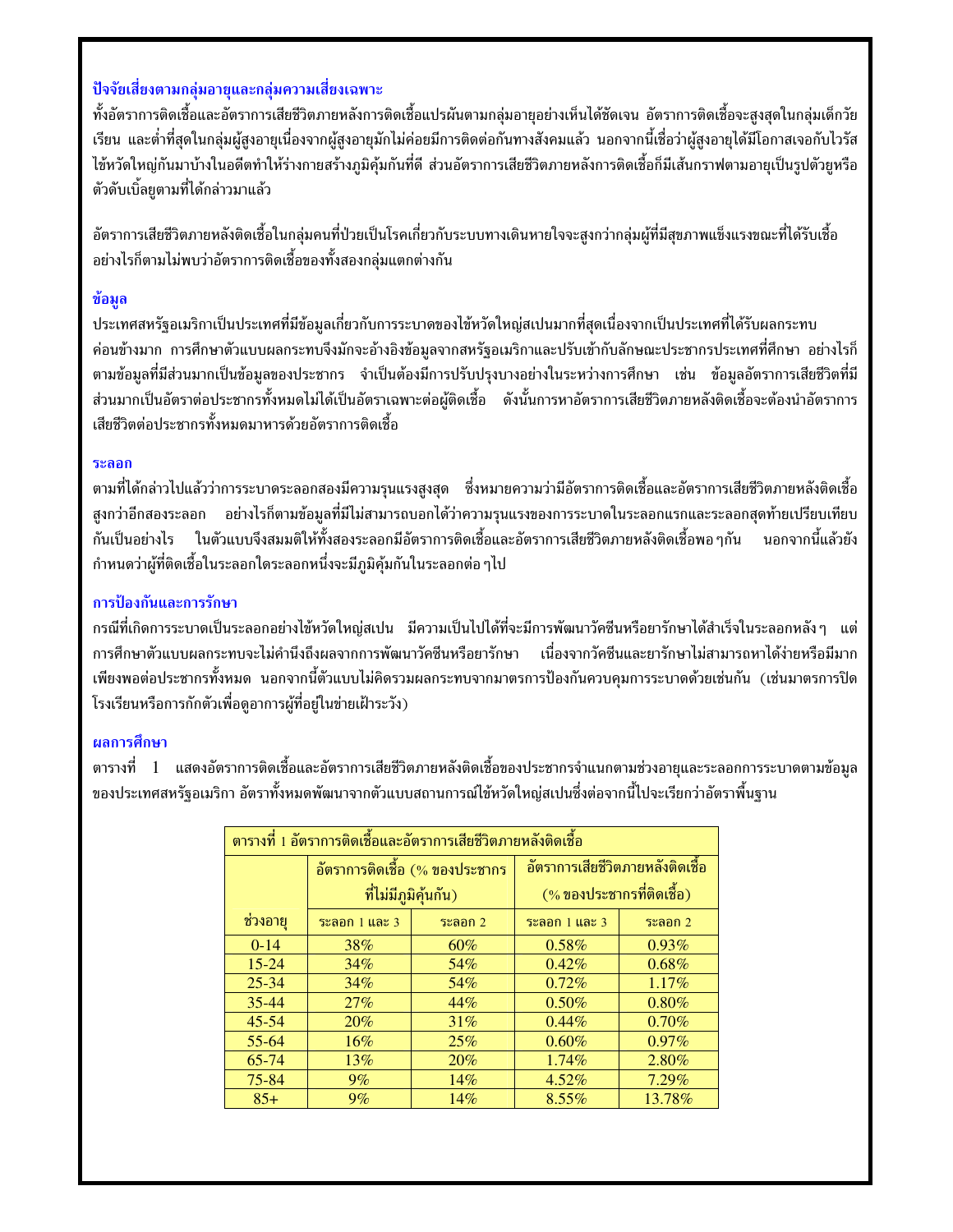### ปัจจัยเสี่ยงตามกลุ่มอายุและกลุ่มความเสี่ยงเฉพาะ

ทั้งอัตราการติดเชื้อและอัตราการเสียชีวิตภายหลังการติดเชื้อแปรผันตามกลุ่มอายุอย่างเห็นได้ชัดเจน อัตราการติดเชื้อจะสูงสุดในกลุ่มเด็กวัยเรียน และต่ำที่สุดในกลุ่มผู้สูงอายุเนื่องจากผู้สูงอายุมักไม่ค่อยมีการติดต่อกันทางสังคมแล้ว นอกจากนี้เชื่อว่าผู้สูงอายุได้มีโอกาสเจอกับไวรัสไข้หวัดใหญ่กันมาบ้างในอดีตทำให้ร่างกายสร้างภูมิคุ้มกันที่ดี ส่วนอัตราการเสียชีวิตภายหลังการติดเชื้อก็มีเส้นกราฟตามอายุเป็นรูปตัวยูหรือตัวดับเบิ้ลยูตามที่ได้กล่าวมาแล้ว

อัตราการเสียชีวิตภายหลังติดเชื้อในกลุ่มคนที่ป่วยเป็นโรคเกี่ยวกับระบบทางเดินหายใจจะสูงกว่ากลุ่มผู้ที่มีสุขภาพแข็งแรงขณะที่ได้รับเชื้อ อย่างไรก็ตามไม่พบว่าอัตราการติดเชื้อของทั้งสองกลุ่มแตกต่างกัน

### ข้อมูล

ประเทศสหรัฐอเมริกาเป็นประเทศที่มีข้อมูลเกี่ยวกับการระบาดของไข้หวัดใหญ่สเปนมากที่สุดเนื่องจากเป็นประเทศที่ได้รับผลกระทบค่อนข้างมาก การศึกษาตัวแบบผลกระทบจึงมักจะอ้างอิงข้อมูลจากสหรัฐอเมริกาและปรับเข้ากับลักษณะประชากรประเทศที่ศึกษา อย่างไรก็ตามข้อมูลที่มีส่วนมากเป็นข้อมูลของประชากร จำเป็นต้องมีการปรับปรุงบางอย่างในระหว่างการศึกษา เช่น ข้อมูลอัตราการเสียชีวิตที่มีส่วนมากเป็นอัตราต่อประชากรทั้งหมดไม่ได้เป็นอัตราเฉพาะต่อผู้ติดเชื้อ ดังนั้นการหาอัตราการเสียชีวิตภายหลังติดเชื้อจะต้องนำอัตราการเสียชีวิตต่อประชากรทั้งหมดมาหารด้วยอัตราการติดเชื้อ

### ระลอก

ตามที่ได้กล่าวไปแล้วว่าการระบาดระลอกสองมีความรุนแรงสูงสุด ซึ่งหมายความว่ามีอัตราการติดเชื้อและอัตราการเสียชีวิตภายหลังติดเชื้อสูงกว่าอีกสองระลอก อย่างไรก็ตามข้อมูลที่มีไม่สามารถบอกได้ว่าความรุนแรงของการระบาดในระลอกแรกและระลอกสุดท้ายเปรียบเทียบกันเป็นอย่างไร ในตัวแบบจึงสมมติให้ทั้งสองระลอกมีอัตราการติดเชื้อและอัตราการเสียชีวิตภายหลังติดเชื้อพอ ๆ กัน นอกจากนี้แล้วยังกำหนดว่าผู้ที่ติดเชื้อในระลอกใดระลอกหนึ่งจะมีภูมิคุ้มกันในระลอกต่อ ๆ ไป

### การป้องกันและการรักษา

กรณีที่เกิดการระบาดเป็นระลอกอย่างไข้หวัดใหญ่สเปน มีความเป็นไปได้ที่จะมีการพัฒนาวัคซีนหรือยารักษาได้สำเร็จในระลอกหลัง ๆ แต่การศึกษาตัวแบบผลกระทบจะไม่คำนึงถึงผลจากการพัฒนาวัคซีนหรือยารักษา เนื่องจากวัคซีนและยารักษาไม่สามารถหาได้ง่ายหรือมีมากเพียงพอต่อประชากรทั้งหมด นอกจากนี้ตัวแบบไม่คิดรวมผลกระทบจากมาตรการป้องกันควบคุมการระบาดด้วยเช่นกัน (เช่นมาตรการปิดโรงเรียนหรือการกักตัวเพื่อดูอาการผู้ที่อยู่ในข่ายเฝ้าระวัง)

### ผลการศึกษา

ตารางที่ 1 แสดงอัตราการติดเชื้อและอัตราการเสียชีวิตภายหลังติดเชื้อของประชากรจำแนกตามช่วงอายุและระลอกการระบาดตามข้อมูลของประเทศสหรัฐอเมริกา อัตราทั้งหมดพัฒนาจากตัวแบบสถานการณ์ไข้หวัดใหญ่สเปนซึ่งต่อจากนี้ไปจะเรียกว่าอัตราพื้นฐาน

ตารางที่ 1 อัตราการติดเชื้อและอัตราการเสียชีวิตภายหลังติดเชื้อ

| | อัตราการติดเชื้อ (% ของประชากรที่ไม่มีภูมิคุ้มกัน) | | อัตราการเสียชีวิตภายหลังติดเชื้อ (% ของประชากรที่ติดเชื้อ) | |
|---|---|---|---|---|
| ช่วงอายุ | ระลอก 1 และ 3 | ระลอก 2 | ระลอก 1 และ 3 | ระลอก 2 |
| 0-14 | 38% | 60% | 0.58% | 0.93% |
| 15-24 | 34% | 54% | 0.42% | 0.68% |
| 25-34 | 34% | 54% | 0.72% | 1.17% |
| 35-44 | 27% | 44% | 0.50% | 0.80% |
| 45-54 | 20% | 31% | 0.44% | 0.70% |
| 55-64 | 16% | 25% | 0.60% | 0.97% |
| 65-74 | 13% | 20% | 1.74% | 2.80% |
| 75-84 | 9% | 14% | 4.52% | 7.29% |
| 85+ | 9% | 14% | 8.55% | 13.78% |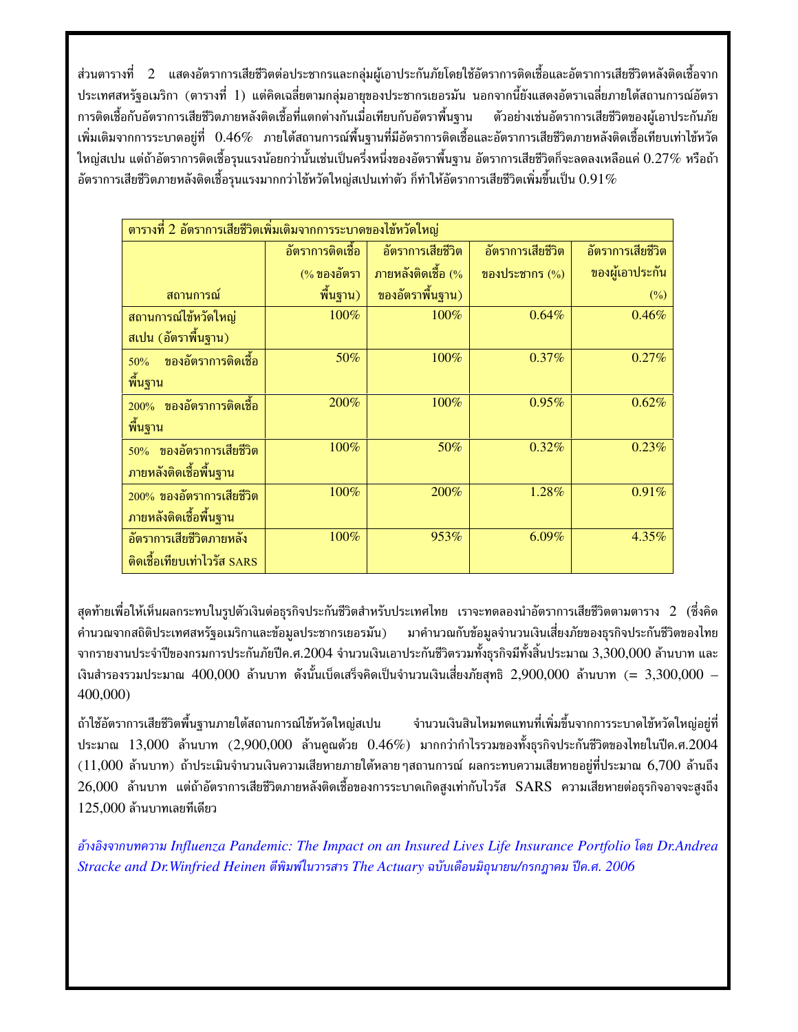ส่วนตารางที่ 2 แสดงอัตราการเสียชีวิตต่อประชากรและกลุ่มผู้เอาประกันภัยโดยใช้อัตราการติดเชื้อและอัตราการเสียชีวิตหลังติดเชื้อจากประเทศสหรัฐอเมริกา (ตารางที่ 1) แต่คิดเฉลี่ยตามกลุ่มอายุของประชากรเยอรมัน นอกจากนี้ยังแสดงอัตราเฉลี่ยภายใต้สถานการณ์อัตราการติดเชื้อกับอัตราการเสียชีวิตภายหลังติดเชื้อที่แตกต่างกันเมื่อเทียบกับอัตราพื้นฐาน ตัวอย่างเช่นอัตราการเสียชีวิตของผู้เอาประกันภัยเพิ่มเติมจากการระบาดอยู่ที่ 0.46% ภายใต้สถานการณ์พื้นฐานที่มีอัตราการติดเชื้อและอัตราการเสียชีวิตภายหลังติดเชื้อเทียบเท่าไข้หวัดใหญ่สเปน แต่ถ้าอัตราการติดเชื้อรุนแรงน้อยกว่านั้นเช่นเป็นครึ่งหนึ่งของอัตราพื้นฐาน อัตราการเสียชีวิตก็จะลดลงเหลือแค่ 0.27% หรือถ้าอัตราการเสียชีวิตภายหลังติดเชื้อรุนแรงมากกว่าไข้หวัดใหญ่สเปนเท่าตัว ก็ทำให้อัตราการเสียชีวิตเพิ่มขึ้นเป็น 0.91%

ตารางที่ 2 อัตราการเสียชีวิตเพิ่มเติมจากการระบาดของไข้หวัดใหญ่

| สถานการณ์ | อัตราการติดเชื้อ (% ของอัตราพื้นฐาน) | อัตราการเสียชีวิตภายหลังติดเชื้อ (% ของอัตราพื้นฐาน) | อัตราการเสียชีวิตของประชากร (%) | อัตราการเสียชีวิตของผู้เอาประกัน (%) |
|---|---|---|---|---|
| สถานการณ์ไข้หวัดใหญ่สเปน (อัตราพื้นฐาน) | 100% | 100% | 0.64% | 0.46% |
| 50% ของอัตราการติดเชื้อพื้นฐาน | 50% | 100% | 0.37% | 0.27% |
| 200% ของอัตราการติดเชื้อพื้นฐาน | 200% | 100% | 0.95% | 0.62% |
| 50% ของอัตราการเสียชีวิตภายหลังติดเชื้อพื้นฐาน | 100% | 50% | 0.32% | 0.23% |
| 200% ของอัตราการเสียชีวิตภายหลังติดเชื้อพื้นฐาน | 100% | 200% | 1.28% | 0.91% |
| อัตราการเสียชีวิตภายหลังติดเชื้อเทียบเท่าไวรัส SARS | 100% | 953% | 6.09% | 4.35% |

สุดท้ายเพื่อให้เห็นผลกระทบในรูปตัวเงินต่อธุรกิจประกันชีวิตสำหรับประเทศไทย เราจะทดลองนำอัตราการเสียชีวิตตามตาราง 2 (ซึ่งคิดคำนวณจากสถิติประเทศสหรัฐอเมริกาและข้อมูลประชากรเยอรมัน) มาคำนวณกับข้อมูลจำนวนเงินเสี่ยงภัยของธุรกิจประกันชีวิตของไทยจากรายงานประจำปีของกรมการประกันภัยปีค.ศ.2004 จำนวนเงินเอาประกันชีวิตรวมทั้งธุรกิจมีทั้งสิ้นประมาณ 3,300,000 ล้านบาท และเงินสำรองรวมประมาณ 400,000 ล้านบาท ดังนั้นเบ็ดเสร็จคิดเป็นจำนวนเงินเสี่ยงภัยสุทธิ 2,900,000 ล้านบาท (= 3,300,000 – 400,000)

ถ้าใช้อัตราการเสียชีวิตพื้นฐานภายใต้สถานการณ์ไข้หวัดใหญ่สเปน จำนวนเงินสินไหมทดแทนที่เพิ่มขึ้นจากการระบาดไข้หวัดใหญ่อยู่ที่ประมาณ 13,000 ล้านบาท (2,900,000 ล้านคูณด้วย 0.46%) มากกว่ากำไรรวมของทั้งธุรกิจประกันชีวิตของไทยในปีค.ศ.2004 (11,000 ล้านบาท) ถ้าประเมินจำนวนเงินความเสียหายภายใต้หลาย ๆสถานการณ์ ผลกระทบความเสียหายอยู่ที่ประมาณ 6,700 ล้านถึง 26,000 ล้านบาท แต่ถ้าอัตราการเสียชีวิตภายหลังติดเชื้อของการระบาดเกิดสูงเท่ากับไวรัส SARS ความเสียหายต่อธุรกิจอาจจะสูงถึง 125,000 ล้านบาทเลยทีเดียว

*อ้างอิงจากบทความ Influenza Pandemic: The Impact on an Insured Lives Life Insurance Portfolio โดย Dr.Andrea Stracke and Dr.Winfried Heinen ตีพิมพ์ในวารสาร The Actuary ฉบับเดือนมิถุนายน/กรกฎาคม ปีค.ศ. 2006*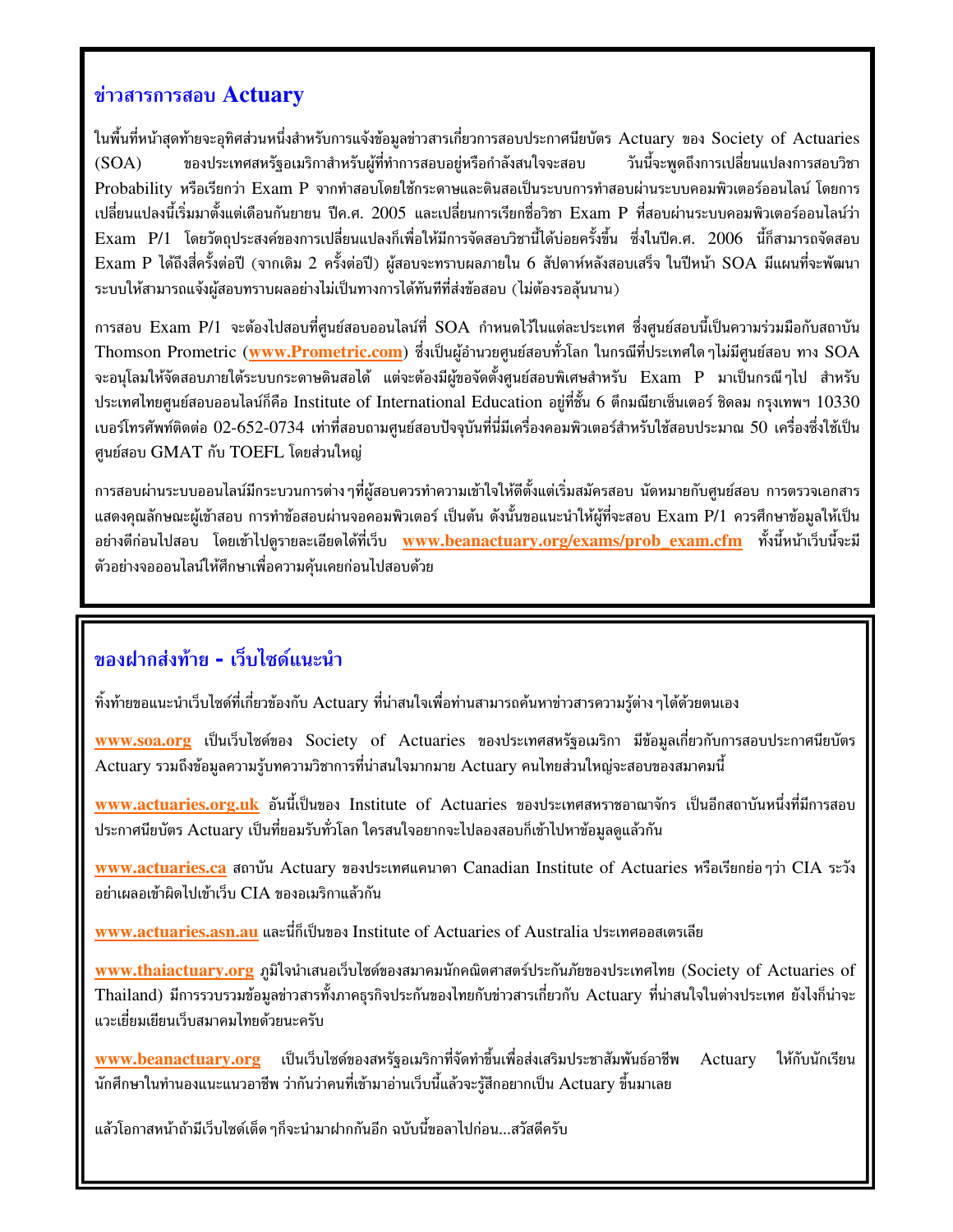## ข่าวสารการสอบ Actuary

ในพื้นที่หน้าสุดท้ายจะอุทิศส่วนหนึ่งสำหรับการแจ้งข้อมูลข่าวสารเกี่ยวการสอบประกาศนียบัตร Actuary ของ Society of Actuaries (SOA) ของประเทศสหรัฐอเมริกาสำหรับผู้ที่ทำการสอบอยู่หรือกำลังสนใจจะสอบ วันนี้จะพูดถึงการเปลี่ยนแปลงการสอบวิชา Probability หรือเรียกว่า Exam P จากทำสอบโดยใช้กระดาษและดินสอเป็นระบบการทำสอบผ่านระบบคอมพิวเตอร์ออนไลน์ โดยการเปลี่ยนแปลงนี้เริ่มมาตั้งแต่เดือนกันยายน ปีค.ศ. 2005 และเปลี่ยนการเรียกชื่อวิชา Exam P ที่สอบผ่านระบบคอมพิวเตอร์ออนไลน์ว่า Exam P/1 โดยวัตถุประสงค์ของการเปลี่ยนแปลงก็เพื่อให้มีการจัดสอบวิชานี้ได้บ่อยครั้งขึ้น ซึ่งในปีค.ศ. 2006 นี้ก็สามารถจัดสอบ Exam P ได้ถึงสี่ครั้งต่อปี (จากเดิม 2 ครั้งต่อปี) ผู้สอบจะทราบผลภายใน 6 สัปดาห์หลังสอบเสร็จ ในปีหน้า SOA มีแผนที่จะพัฒนาระบบให้สามารถแจ้งผู้สอบทราบผลอย่างไม่เป็นทางการได้ทันทีที่ส่งข้อสอบ (ไม่ต้องรอลุ้นนาน)

การสอบ Exam P/1 จะต้องไปสอบที่ศูนย์สอบออนไลน์ที่ SOA กำหนดไว้ในแต่ละประเทศ ซึ่งศูนย์สอบนี้เป็นความร่วมมือกับสถาบัน Thomson Prometric (**www.Prometric.com**) ซึ่งเป็นผู้อำนวยศูนย์สอบทั่วโลก ในกรณีที่ประเทศใดๆไม่มีศูนย์สอบ ทาง SOA จะอนุโลมให้จัดสอบภายใต้ระบบกระดาษดินสอได้ แต่จะต้องมีผู้ขอจัดตั้งศูนย์สอบพิเศษสำหรับ Exam P มาเป็นกรณีๆไป สำหรับประเทศไทยศูนย์สอบออนไลน์ก็คือ Institute of International Education อยู่ที่ชั้น 6 ตึกมณียาเซ็นเตอร์ ชิดลม กรุงเทพฯ 10330 เบอร์โทรศัพท์ติดต่อ 02-652-0734 เท่าที่สอบถามศูนย์สอบปัจจุบันที่นี่มีเครื่องคอมพิวเตอร์สำหรับใช้สอบประมาณ 50 เครื่องซึ่งใช้เป็นศูนย์สอบ GMAT กับ TOEFL โดยส่วนใหญ่

การสอบผ่านระบบออนไลน์มีกระบวนการต่างๆที่ผู้สอบควรทำความเข้าใจให้ดีตั้งแต่เริ่มสมัครสอบ นัดหมายกับศูนย์สอบ การตรวจเอกสารแสดงคุณลักษณะผู้เข้าสอบ การทำข้อสอบผ่านจอคอมพิวเตอร์ เป็นต้น ดังนั้นขอแนะนำให้ผู้ที่จะสอบ Exam P/1 ควรศึกษาข้อมูลให้เป็นอย่างดีก่อนไปสอบ โดยเข้าไปดูรายละเอียดได้ที่เว็บ **www.beanactuary.org/exams/prob_exam.cfm** ทั้งนี้หน้าเว็บนี้จะมีตัวอย่างจอออนไลน์ให้ศึกษาเพื่อความคุ้นเคยก่อนไปสอบด้วย

## ของฝากส่งท้าย - เว็บไซด์แนะนำ

ทิ้งท้ายขอแนะนำเว็บไซด์ที่เกี่ยวข้องกับ Actuary ที่น่าสนใจเพื่อท่านสามารถค้นหาข่าวสารความรู้ต่างๆได้ด้วยตนเอง

**www.soa.org** เป็นเว็บไซด์ของ Society of Actuaries ของประเทศสหรัฐอเมริกา มีข้อมูลเกี่ยวกับการสอบประกาศนียบัตร Actuary รวมถึงข้อมูลความรู้บทความวิชาการที่น่าสนใจมากมาย Actuary คนไทยส่วนใหญ่จะสอบของสมาคมนี้

**www.actuaries.org.uk** อันนี้เป็นของ Institute of Actuaries ของประเทศสหราชอาณาจักร เป็นอีกสถาบันหนึ่งที่มีการสอบประกาศนียบัตร Actuary เป็นที่ยอมรับทั่วโลก ใครสนใจอยากจะไปลองสอบก็เข้าไปหาข้อมูลดูแล้วกัน

**www.actuaries.ca** สถาบัน Actuary ของประเทศแคนาดา Canadian Institute of Actuaries หรือเรียกย่อๆว่า CIA ระวังอย่าเผลอเข้าผิดไปเข้าเว็บ CIA ของอเมริกาแล้วกัน

**www.actuaries.asn.au** และนี่ก็เป็นของ Institute of Actuaries of Australia ประเทศออสเตรเลีย

**www.thaiactuary.org** ภูมิใจนำเสนอเว็บไซด์ของสมาคมนักคณิตศาสตร์ประกันภัยของประเทศไทย (Society of Actuaries of Thailand) มีการรวบรวมข้อมูลข่าวสารทั้งภาคธุรกิจประกันของไทยกับข่าวสารเกี่ยวกับ Actuary ที่น่าสนใจในต่างประเทศ ยังไงก็น่าจะแวะเยี่ยมเยียนเว็บสมาคมไทยด้วยนะครับ

**www.beanactuary.org** เป็นเว็บไซด์ของสหรัฐอเมริกาที่จัดทำขึ้นเพื่อส่งเสริมประชาสัมพันธ์อาชีพ Actuary ให้กับนักเรียนนักศึกษาในทำนองแนะแนวอาชีพ ว่ากันว่าคนที่เข้ามาอ่านเว็บนี้แล้วจะรู้สึกอยากเป็น Actuary ขึ้นมาเลย

แล้วโอกาสหน้าถ้ามีเว็บไซด์เด็ดๆก็จะนำมาฝากกันอีก ฉบับนี้ขอลาไปก่อน...สวัสดีครับ